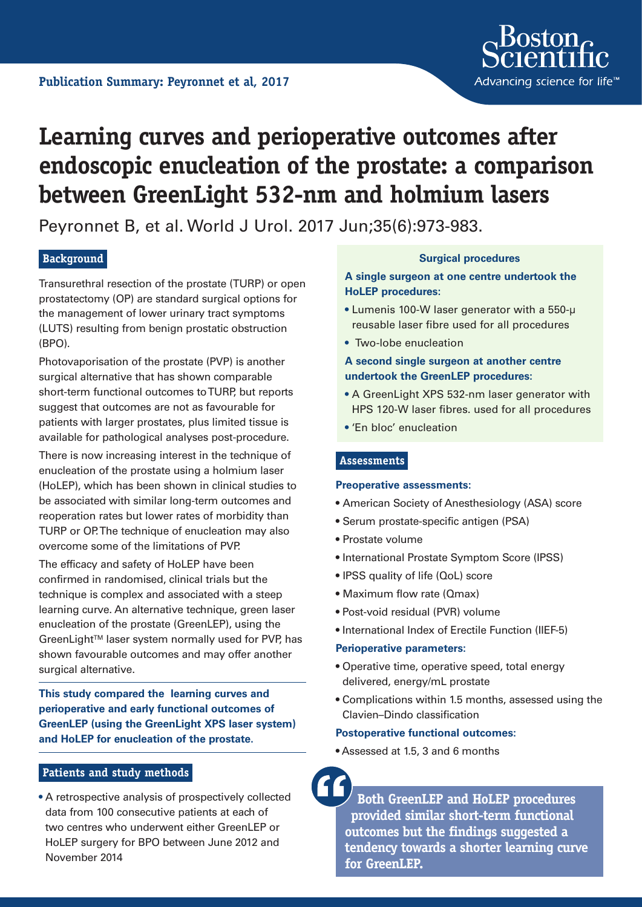**Publication Summary: Peyronnet et al, 2017**

# Learning curves and perioperative outcomes after endoscopic enucleation of the prostate: a comparison between GreenLight 532-nm and holmium lasers

Peyronnet B, et al. World J Urol. 2017 Jun;35(6):973-983.

## Background

Transurethral resection of the prostate (TURP) or open prostatectomy (OP) are standard surgical options for the management of lower urinary tract symptoms (LUTS) resulting from benign prostatic obstruction (BPO).

Photovaporisation of the prostate (PVP) is another surgical alternative that has shown comparable short-term functional outcomes to TURP, but reports suggest that outcomes are not as favourable for patients with larger prostates, plus limited tissue is available for pathological analyses post-procedure.

There is now increasing interest in the technique of enucleation of the prostate using a holmium laser (HoLEP), which has been shown in clinical studies to be associated with similar long-term outcomes and reoperation rates but lower rates of morbidity than TURP or OP. The technique of enucleation may also overcome some of the limitations of PVP.

The efficacy and safety of HoLEP have been confirmed in randomised, clinical trials but the technique is complex and associated with a steep learning curve. An alternative technique, green laser enucleation of the prostate (GreenLEP), using the GreenLight™ laser system normally used for PVP, has shown favourable outcomes and may offer another surgical alternative.

**This study compared the learning curves and perioperative and early functional outcomes of GreenLEP (using the GreenLight XPS laser system) and HoLEP for enucleation of the prostate.**

## Patients and study methods

- A retrospective analysis of prospectively collected data from 100 consecutive patients at each of two centres who underwent either GreenLEP or HoLEP surgery for BPO between June 2012 and November 2014

### Surgical procedures

**A single surgeon at one centre undertook the HoLEP procedures:**

- Lumenis 100-W laser generator with a 550-μ reusable laser fibre used for all procedures
- Two-lobe enucleation

**A second single surgeon at another centre undertook the GreenLEP procedures:**

- A GreenLight XPS 532-nm laser generator with HPS 120-W laser fibres. used for all procedures
- 'En bloc' enucleation

## Assessments

**Preoperative assessments:**

- American Society of Anesthesiology (ASA) score
- Serum prostate-specific antigen (PSA)
- Prostate volume
- International Prostate Symptom Score (IPSS)
- IPSS quality of life (QoL) score
- Maximum flow rate (Qmax)
- Post-void residual (PVR) volume
- International Index of Erectile Function (IIEF-5)

**Perioperative parameters:**

- Operative time, operative speed, total energy delivered, energy/mL prostate
- Complications within 1.5 months, assessed using the Clavien–Dindo classification

**Postoperative functional outcomes:**

- Assessed at 1.5, 3 and 6 months

> **Both GreenLEP and HoLEP procedures provided similar short-term functional outcomes but the findings suggested a tendency towards a shorter learning curve for GreenLEP.**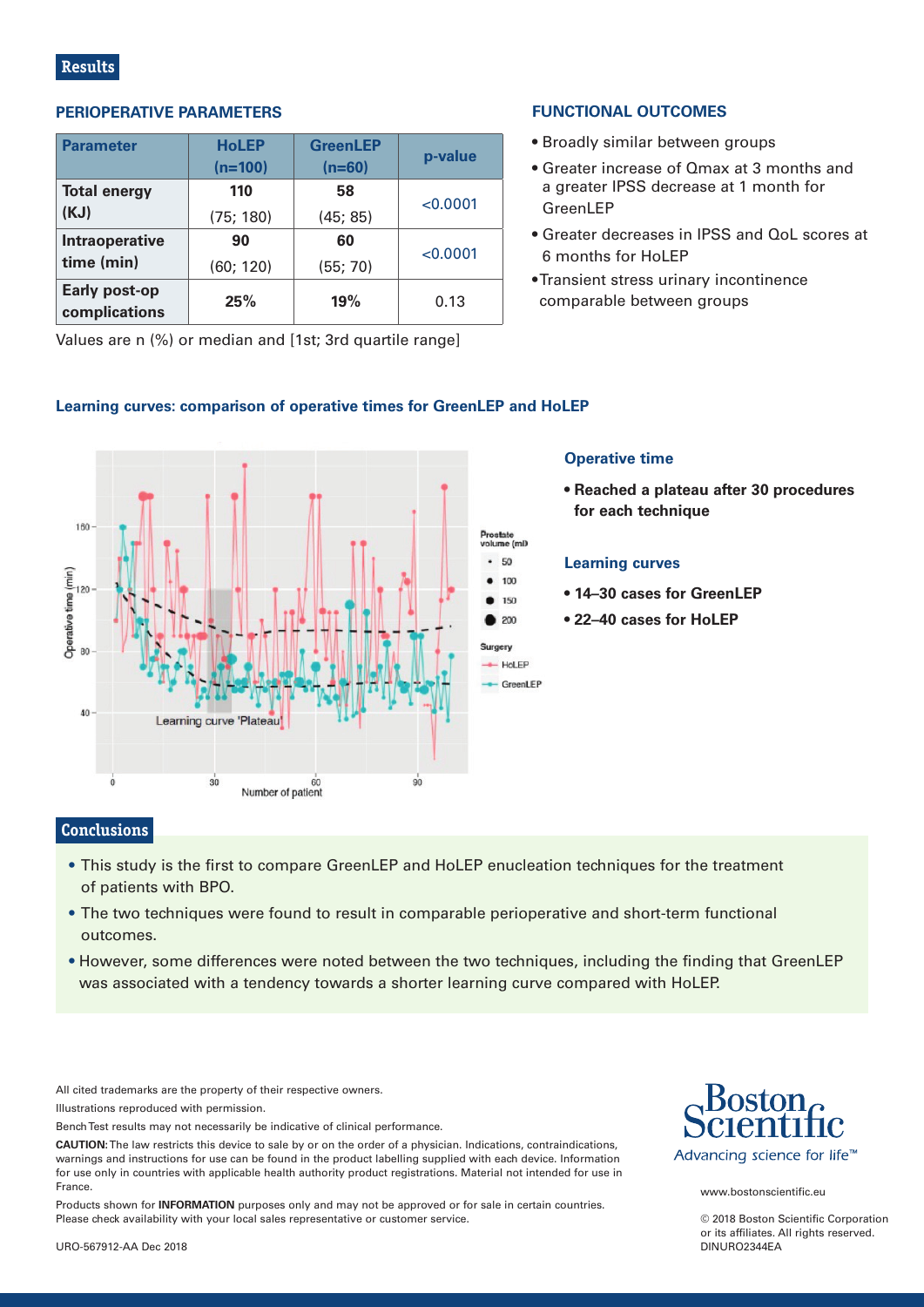## Results

### PERIOPERATIVE PARAMETERS

| Parameter | HoLEP (n=100) | GreenLEP (n=60) | p-value |
|---|---|---|---|
| Total energy (KJ) | 110 (75; 180) | 58 (45; 85) | <0.0001 |
| Intraoperative time (min) | 90 (60; 120) | 60 (55; 70) | <0.0001 |
| Early post-op complications | 25% | 19% | 0.13 |

Values are n (%) or median and [1st; 3rd quartile range]

### FUNCTIONAL OUTCOMES

- Broadly similar between groups
- Greater increase of Qmax at 3 months and a greater IPSS decrease at 1 month for GreenLEP
- Greater decreases in IPSS and QoL scores at 6 months for HoLEP
- Transient stress urinary incontinence comparable between groups

### Learning curves: comparison of operative times for GreenLEP and HoLEP

Operative time (min)

160
120
80
40

0
30
60
90

Number of patient

Learning curve 'Plateau'

Prostate volume (ml)
50
100
150
200

Surgery
HoLEP
GreenLEP

#### Operative time

- **Reached a plateau after 30 procedures for each technique**

#### Learning curves

- **14–30 cases for GreenLEP**
- **22–40 cases for HoLEP**

## Conclusions

- This study is the first to compare GreenLEP and HoLEP enucleation techniques for the treatment of patients with BPO.
- The two techniques were found to result in comparable perioperative and short-term functional outcomes.
- However, some differences were noted between the two techniques, including the finding that GreenLEP was associated with a tendency towards a shorter learning curve compared with HoLEP.

All cited trademarks are the property of their respective owners.

Illustrations reproduced with permission.

Bench Test results may not necessarily be indicative of clinical performance.

**CAUTION**: The law restricts this device to sale by or on the order of a physician. Indications, contraindications, warnings and instructions for use can be found in the product labelling supplied with each device. Information for use only in countries with applicable health authority product registrations. Material not intended for use in France.

Products shown for **INFORMATION** purposes only and may not be approved or for sale in certain countries. Please check availability with your local sales representative or customer service.

URO-567912-AA Dec 2018

Boston Scientific
Advancing science for life™

www.bostonscientific.eu

© 2018 Boston Scientific Corporation or its affiliates. All rights reserved.
DINURO2344EA